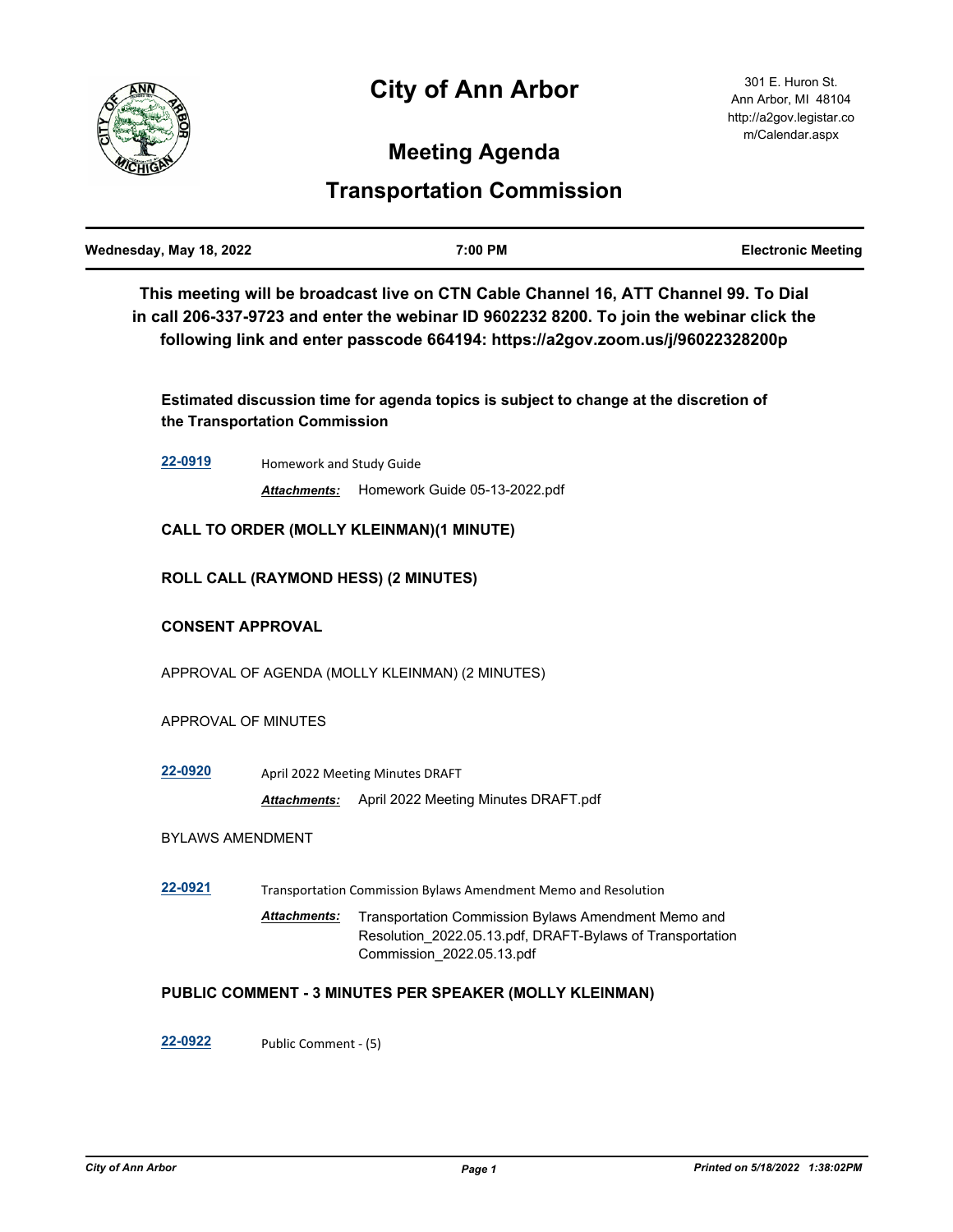# City of Ann Arbor

301 E. Huron St.
Ann Arbor, MI 48104
http://a2gov.legistar.com/Calendar.aspx

## Meeting Agenda

## Transportation Commission

| Wednesday, May 18, 2022 | 7:00 PM | Electronic Meeting |
|---|---|---|

**This meeting will be broadcast live on CTN Cable Channel 16, ATT Channel 99. To Dial in call 206-337-9723 and enter the webinar ID 9602232 8200. To join the webinar click the following link and enter passcode 664194: https://a2gov.zoom.us/j/96022328200p**

**Estimated discussion time for agenda topics is subject to change at the discretion of the Transportation Commission**

**22-0919** Homework and Study Guide

*Attachments:* Homework Guide 05-13-2022.pdf

**CALL TO ORDER (MOLLY KLEINMAN)(1 MINUTE)**

**ROLL CALL (RAYMOND HESS) (2 MINUTES)**

**CONSENT APPROVAL**

APPROVAL OF AGENDA (MOLLY KLEINMAN) (2 MINUTES)

APPROVAL OF MINUTES

**22-0920** April 2022 Meeting Minutes DRAFT

*Attachments:* April 2022 Meeting Minutes DRAFT.pdf

BYLAWS AMENDMENT

**22-0921** Transportation Commission Bylaws Amendment Memo and Resolution

*Attachments:* Transportation Commission Bylaws Amendment Memo and Resolution_2022.05.13.pdf, DRAFT-Bylaws of Transportation Commission_2022.05.13.pdf

**PUBLIC COMMENT - 3 MINUTES PER SPEAKER (MOLLY KLEINMAN)**

**22-0922** Public Comment - (5)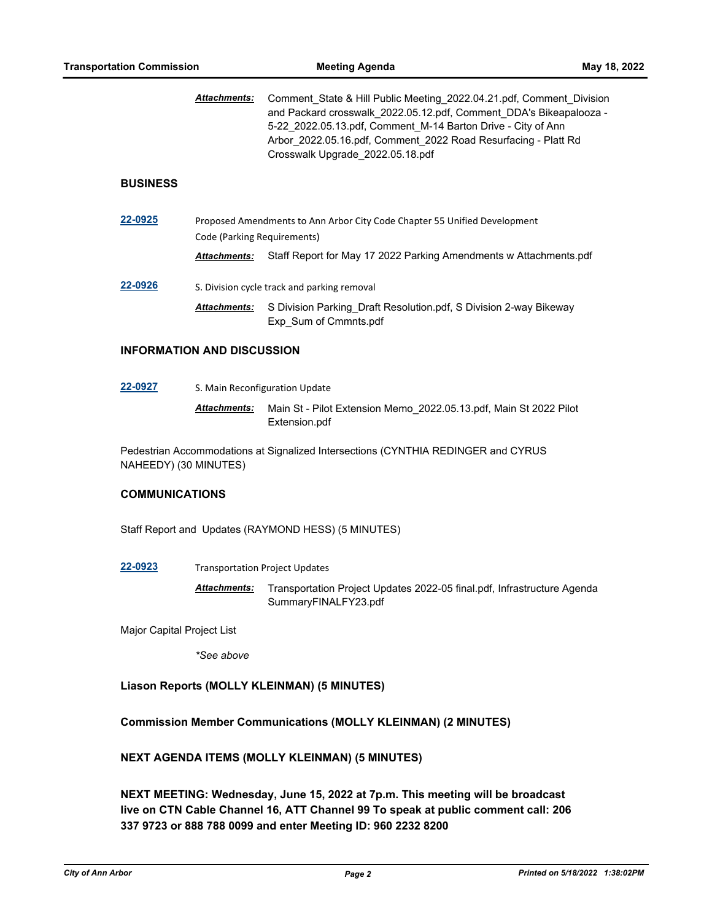***Attachments:*** Comment_State & Hill Public Meeting_2022.04.21.pdf, Comment_Division and Packard crosswalk_2022.05.12.pdf, Comment_DDA's Bikeapalooza - 5-22_2022.05.13.pdf, Comment_M-14 Barton Drive - City of Ann Arbor_2022.05.16.pdf, Comment_2022 Road Resurfacing - Platt Rd Crosswalk Upgrade_2022.05.18.pdf

## BUSINESS

**22-0925** Proposed Amendments to Ann Arbor City Code Chapter 55 Unified Development Code (Parking Requirements)

***Attachments:*** Staff Report for May 17 2022 Parking Amendments w Attachments.pdf

**22-0926** S. Division cycle track and parking removal

***Attachments:*** S Division Parking_Draft Resolution.pdf, S Division 2-way Bikeway Exp_Sum of Cmmnts.pdf

## INFORMATION AND DISCUSSION

**22-0927** S. Main Reconfiguration Update

***Attachments:*** Main St - Pilot Extension Memo_2022.05.13.pdf, Main St 2022 Pilot Extension.pdf

Pedestrian Accommodations at Signalized Intersections (CYNTHIA REDINGER and CYRUS NAHEEDY) (30 MINUTES)

## COMMUNICATIONS

Staff Report and Updates (RAYMOND HESS) (5 MINUTES)

**22-0923** Transportation Project Updates

***Attachments:*** Transportation Project Updates 2022-05 final.pdf, Infrastructure Agenda SummaryFINALFY23.pdf

Major Capital Project List

*\*See above*

**Liason Reports (MOLLY KLEINMAN) (5 MINUTES)**

**Commission Member Communications (MOLLY KLEINMAN) (2 MINUTES)**

**NEXT AGENDA ITEMS (MOLLY KLEINMAN) (5 MINUTES)**

**NEXT MEETING: Wednesday, June 15, 2022 at 7p.m. This meeting will be broadcast live on CTN Cable Channel 16, ATT Channel 99 To speak at public comment call: 206 337 9723 or 888 788 0099 and enter Meeting ID: 960 2232 8200**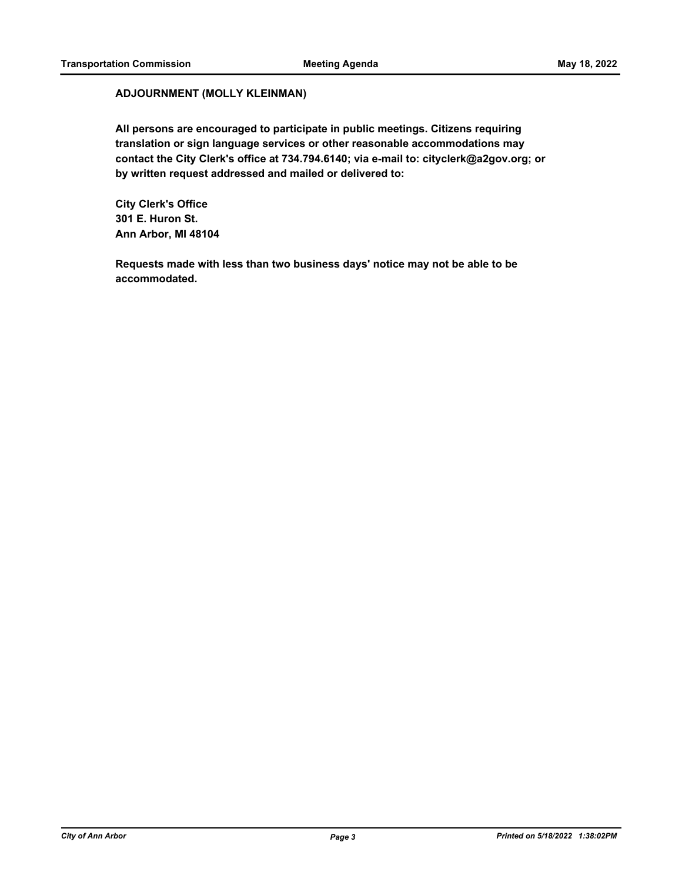**ADJOURNMENT (MOLLY KLEINMAN)**

**All persons are encouraged to participate in public meetings. Citizens requiring translation or sign language services or other reasonable accommodations may contact the City Clerk's office at 734.794.6140; via e-mail to: cityclerk@a2gov.org; or by written request addressed and mailed or delivered to:**

**City Clerk's Office**
**301 E. Huron St.**
**Ann Arbor, MI 48104**

**Requests made with less than two business days' notice may not be able to be accommodated.**